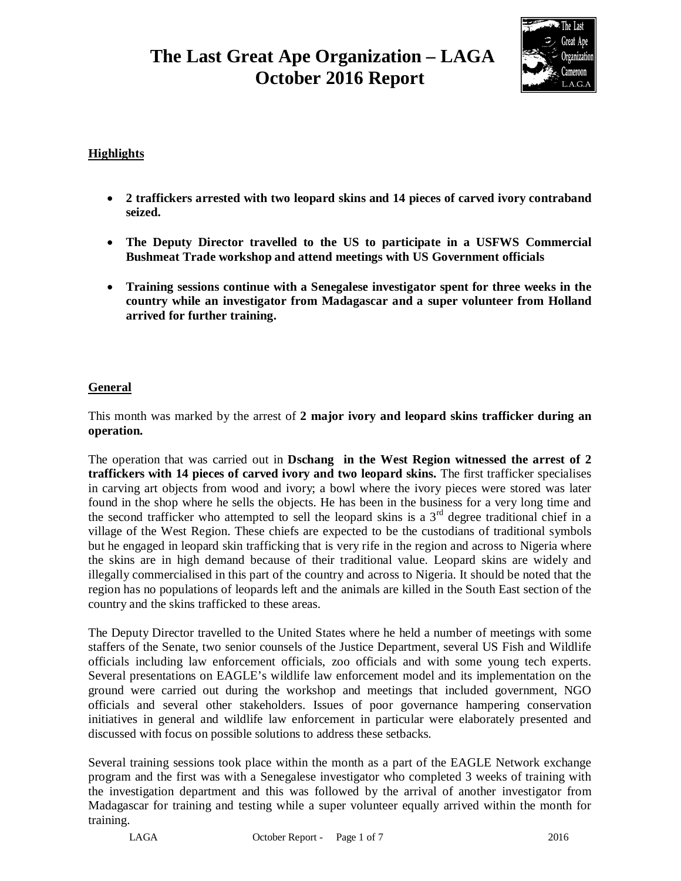# The Last Great Ape Organization – LAGA
# October 2016 Report

## Highlights

- **2 traffickers arrested with two leopard skins and 14 pieces of carved ivory contraband seized.**
- **The Deputy Director travelled to the US to participate in a USFWS Commercial Bushmeat Trade workshop and attend meetings with US Government officials**
- **Training sessions continue with a Senegalese investigator spent for three weeks in the country while an investigator from Madagascar and a super volunteer from Holland arrived for further training.**

## General

This month was marked by the arrest of **2 major ivory and leopard skins trafficker during an operation.**

The operation that was carried out in **Dschang in the West Region witnessed the arrest of 2 traffickers with 14 pieces of carved ivory and two leopard skins.** The first trafficker specialises in carving art objects from wood and ivory; a bowl where the ivory pieces were stored was later found in the shop where he sells the objects. He has been in the business for a very long time and the second trafficker who attempted to sell the leopard skins is a 3rd degree traditional chief in a village of the West Region. These chiefs are expected to be the custodians of traditional symbols but he engaged in leopard skin trafficking that is very rife in the region and across to Nigeria where the skins are in high demand because of their traditional value. Leopard skins are widely and illegally commercialised in this part of the country and across to Nigeria. It should be noted that the region has no populations of leopards left and the animals are killed in the South East section of the country and the skins trafficked to these areas.

The Deputy Director travelled to the United States where he held a number of meetings with some staffers of the Senate, two senior counsels of the Justice Department, several US Fish and Wildlife officials including law enforcement officials, zoo officials and with some young tech experts. Several presentations on EAGLE's wildlife law enforcement model and its implementation on the ground were carried out during the workshop and meetings that included government, NGO officials and several other stakeholders. Issues of poor governance hampering conservation initiatives in general and wildlife law enforcement in particular were elaborately presented and discussed with focus on possible solutions to address these setbacks.

Several training sessions took place within the month as a part of the EAGLE Network exchange program and the first was with a Senegalese investigator who completed 3 weeks of training with the investigation department and this was followed by the arrival of another investigator from Madagascar for training and testing while a super volunteer equally arrived within the month for training.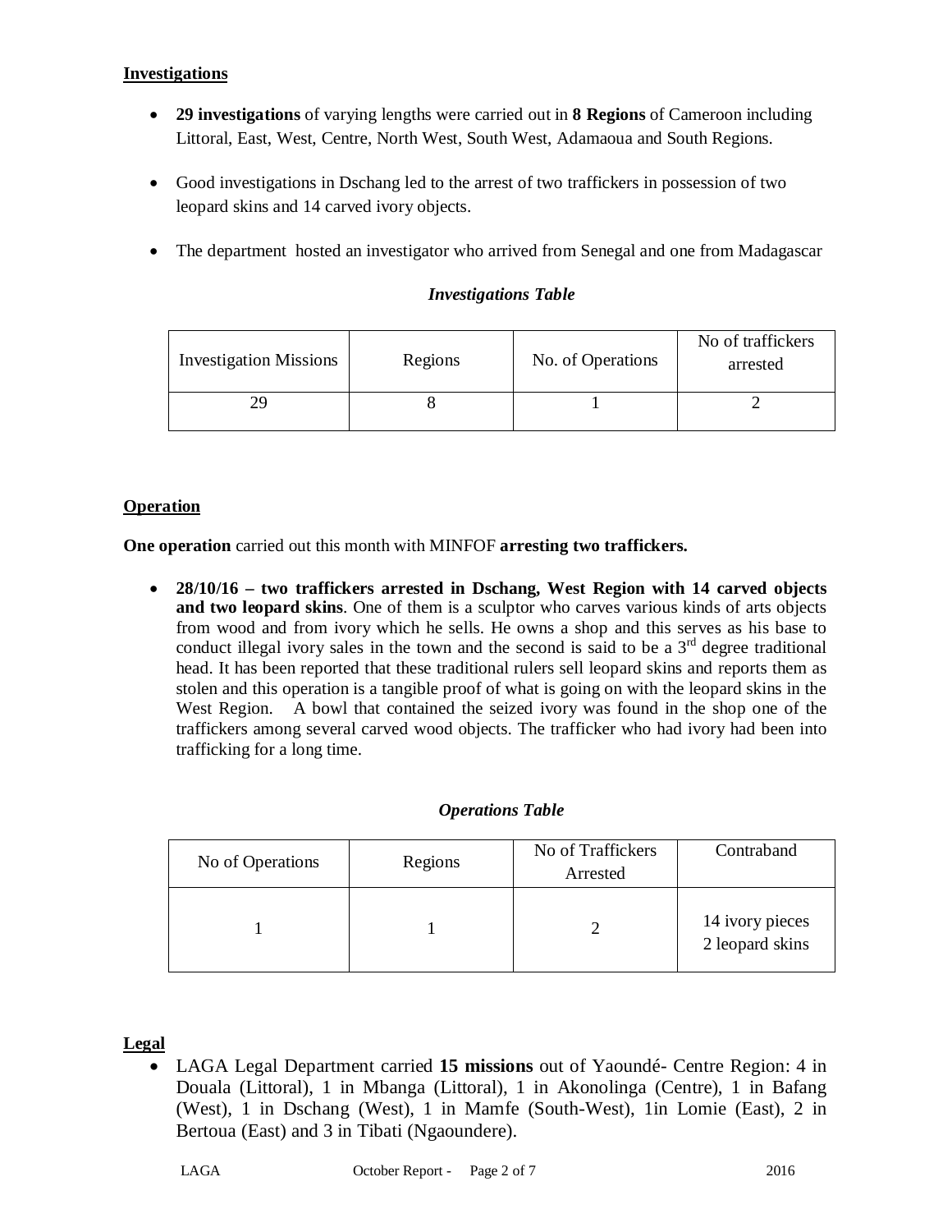**Investigations**

- **29 investigations** of varying lengths were carried out in **8 Regions** of Cameroon including Littoral, East, West, Centre, North West, South West, Adamaoua and South Regions.
- Good investigations in Dschang led to the arrest of two traffickers in possession of two leopard skins and 14 carved ivory objects.
- The department hosted an investigator who arrived from Senegal and one from Madagascar

***Investigations Table***

| Investigation Missions | Regions | No. of Operations | No of traffickers arrested |
|---|---|---|---|
| 29 | 8 | 1 | 2 |

**Operation**

**One operation** carried out this month with MINFOF **arresting two traffickers.**

- **28/10/16 – two traffickers arrested in Dschang, West Region with 14 carved objects and two leopard skins**. One of them is a sculptor who carves various kinds of arts objects from wood and from ivory which he sells. He owns a shop and this serves as his base to conduct illegal ivory sales in the town and the second is said to be a 3rd degree traditional head. It has been reported that these traditional rulers sell leopard skins and reports them as stolen and this operation is a tangible proof of what is going on with the leopard skins in the West Region. A bowl that contained the seized ivory was found in the shop one of the traffickers among several carved wood objects. The trafficker who had ivory had been into trafficking for a long time.

***Operations Table***

| No of Operations | Regions | No of Traffickers Arrested | Contraband |
|---|---|---|---|
| 1 | 1 | 2 | 14 ivory pieces<br>2 leopard skins |

**Legal**

- LAGA Legal Department carried **15 missions** out of Yaoundé- Centre Region: 4 in Douala (Littoral), 1 in Mbanga (Littoral), 1 in Akonolinga (Centre), 1 in Bafang (West), 1 in Dschang (West), 1 in Mamfe (South-West), 1in Lomie (East), 2 in Bertoua (East) and 3 in Tibati (Ngaoundere).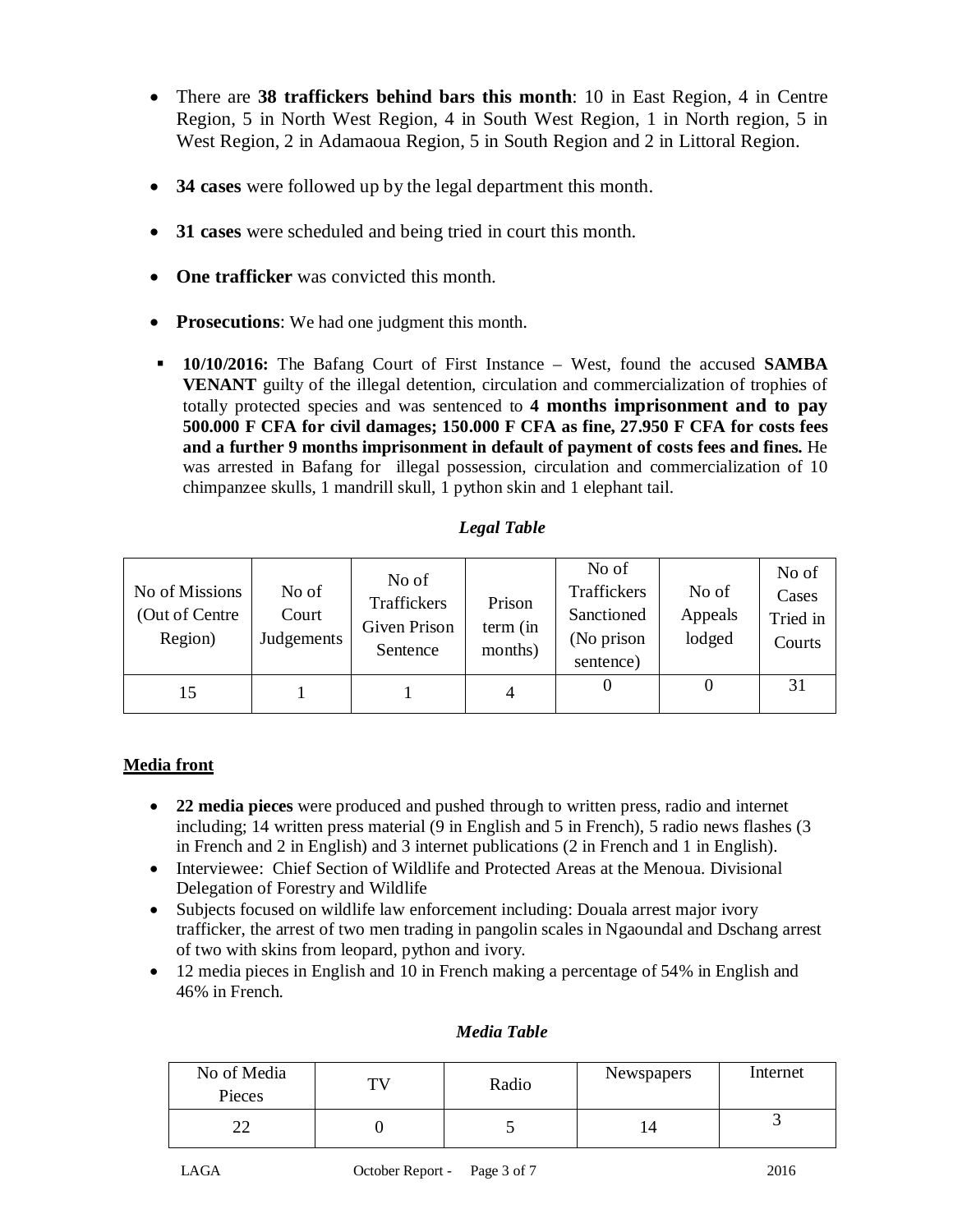- There are **38 traffickers behind bars this month**: 10 in East Region, 4 in Centre Region, 5 in North West Region, 4 in South West Region, 1 in North region, 5 in West Region, 2 in Adamaoua Region, 5 in South Region and 2 in Littoral Region.

- **34 cases** were followed up by the legal department this month.

- **31 cases** were scheduled and being tried in court this month.

- **One trafficker** was convicted this month.

- **Prosecutions**: We had one judgment this month.

  - **10/10/2016:** The Bafang Court of First Instance – West, found the accused **SAMBA VENANT** guilty of the illegal detention, circulation and commercialization of trophies of totally protected species and was sentenced to **4 months imprisonment and to pay 500.000 F CFA for civil damages; 150.000 F CFA as fine, 27.950 F CFA for costs fees and a further 9 months imprisonment in default of payment of costs fees and fines.** He was arrested in Bafang for illegal possession, circulation and commercialization of 10 chimpanzee skulls, 1 mandrill skull, 1 python skin and 1 elephant tail.

***Legal Table***

| No of Missions (Out of Centre Region) | No of Court Judgements | No of Traffickers Given Prison Sentence | Prison term (in months) | No of Traffickers Sanctioned (No prison sentence) | No of Appeals lodged | No of Cases Tried in Courts |
|---|---|---|---|---|---|---|
| 15 | 1 | 1 | 4 | 0 | 0 | 31 |

## Media front

- **22 media pieces** were produced and pushed through to written press, radio and internet including; 14 written press material (9 in English and 5 in French), 5 radio news flashes (3 in French and 2 in English) and 3 internet publications (2 in French and 1 in English).
- Interviewee: Chief Section of Wildlife and Protected Areas at the Menoua. Divisional Delegation of Forestry and Wildlife
- Subjects focused on wildlife law enforcement including: Douala arrest major ivory trafficker, the arrest of two men trading in pangolin scales in Ngaoundal and Dschang arrest of two with skins from leopard, python and ivory.
- 12 media pieces in English and 10 in French making a percentage of 54% in English and 46% in French.

***Media Table***

| No of Media Pieces | TV | Radio | Newspapers | Internet |
|---|---|---|---|---|
| 22 | 0 | 5 | 14 | 3 |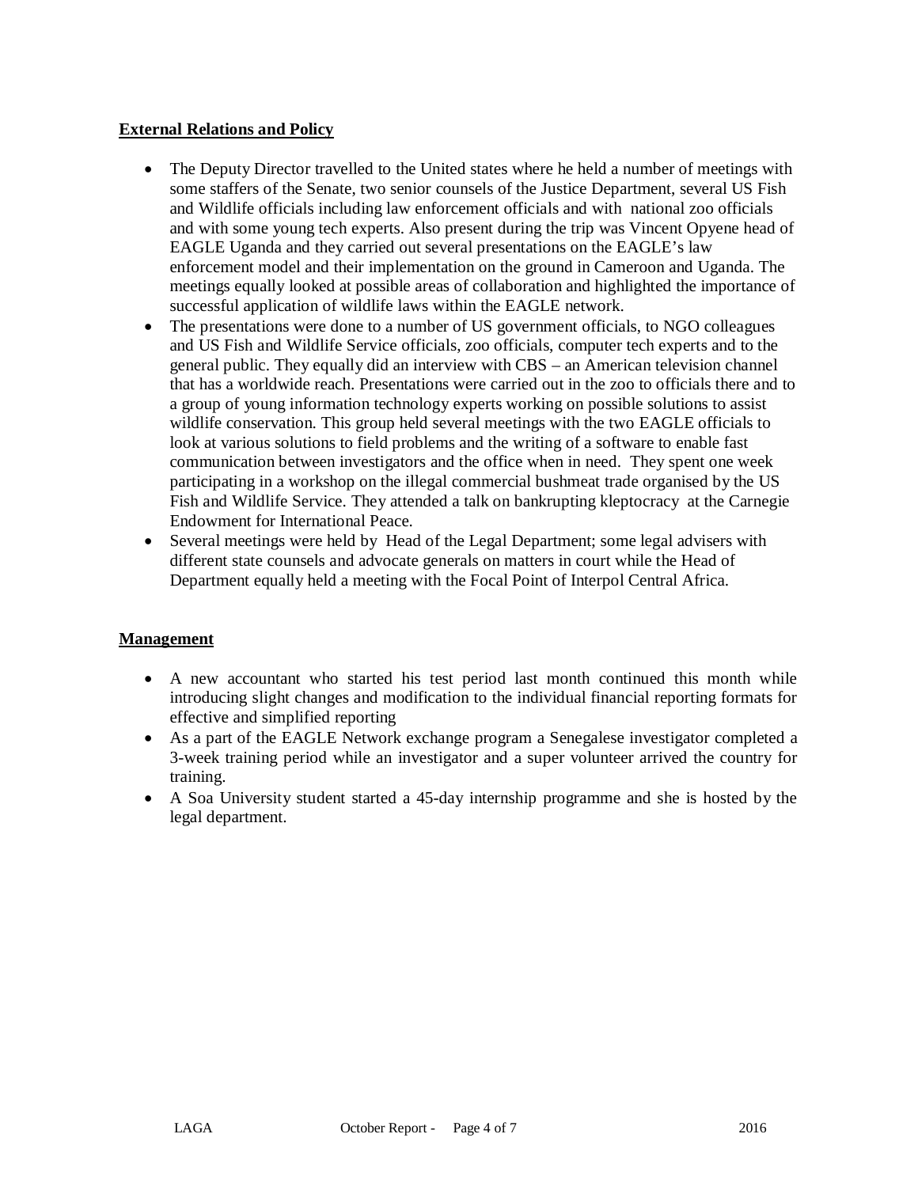## External Relations and Policy

- The Deputy Director travelled to the United states where he held a number of meetings with some staffers of the Senate, two senior counsels of the Justice Department, several US Fish and Wildlife officials including law enforcement officials and with national zoo officials and with some young tech experts. Also present during the trip was Vincent Opyene head of EAGLE Uganda and they carried out several presentations on the EAGLE's law enforcement model and their implementation on the ground in Cameroon and Uganda. The meetings equally looked at possible areas of collaboration and highlighted the importance of successful application of wildlife laws within the EAGLE network.
- The presentations were done to a number of US government officials, to NGO colleagues and US Fish and Wildlife Service officials, zoo officials, computer tech experts and to the general public. They equally did an interview with CBS – an American television channel that has a worldwide reach. Presentations were carried out in the zoo to officials there and to a group of young information technology experts working on possible solutions to assist wildlife conservation. This group held several meetings with the two EAGLE officials to look at various solutions to field problems and the writing of a software to enable fast communication between investigators and the office when in need. They spent one week participating in a workshop on the illegal commercial bushmeat trade organised by the US Fish and Wildlife Service. They attended a talk on bankrupting kleptocracy at the Carnegie Endowment for International Peace.
- Several meetings were held by Head of the Legal Department; some legal advisers with different state counsels and advocate generals on matters in court while the Head of Department equally held a meeting with the Focal Point of Interpol Central Africa.

## Management

- A new accountant who started his test period last month continued this month while introducing slight changes and modification to the individual financial reporting formats for effective and simplified reporting
- As a part of the EAGLE Network exchange program a Senegalese investigator completed a 3-week training period while an investigator and a super volunteer arrived the country for training.
- A Soa University student started a 45-day internship programme and she is hosted by the legal department.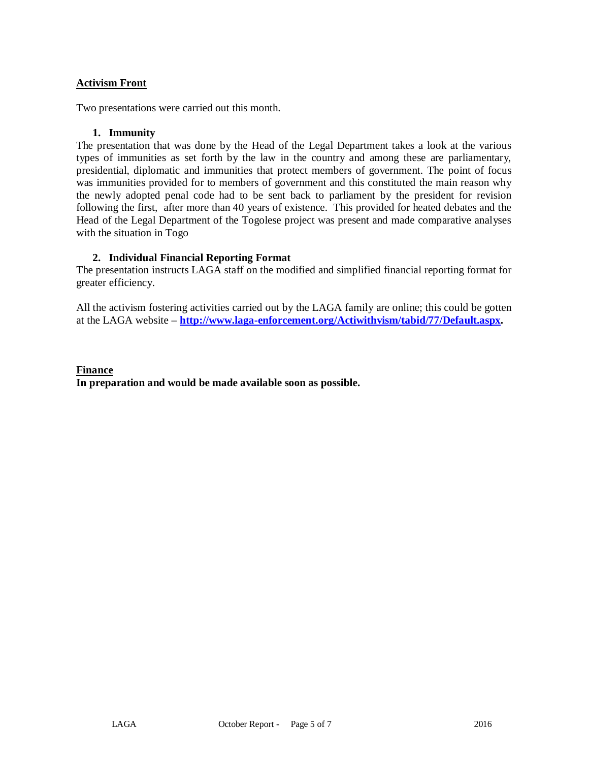## Activism Front

Two presentations were carried out this month.

1. **Immunity**

The presentation that was done by the Head of the Legal Department takes a look at the various types of immunities as set forth by the law in the country and among these are parliamentary, presidential, diplomatic and immunities that protect members of government. The point of focus was immunities provided for to members of government and this constituted the main reason why the newly adopted penal code had to be sent back to parliament by the president for revision following the first, after more than 40 years of existence. This provided for heated debates and the Head of the Legal Department of the Togolese project was present and made comparative analyses with the situation in Togo

2. **Individual Financial Reporting Format**

The presentation instructs LAGA staff on the modified and simplified financial reporting format for greater efficiency.

All the activism fostering activities carried out by the LAGA family are online; this could be gotten at the LAGA website – **http://www.laga-enforcement.org/Actiwithvism/tabid/77/Default.aspx.**

## Finance

**In preparation and would be made available soon as possible.**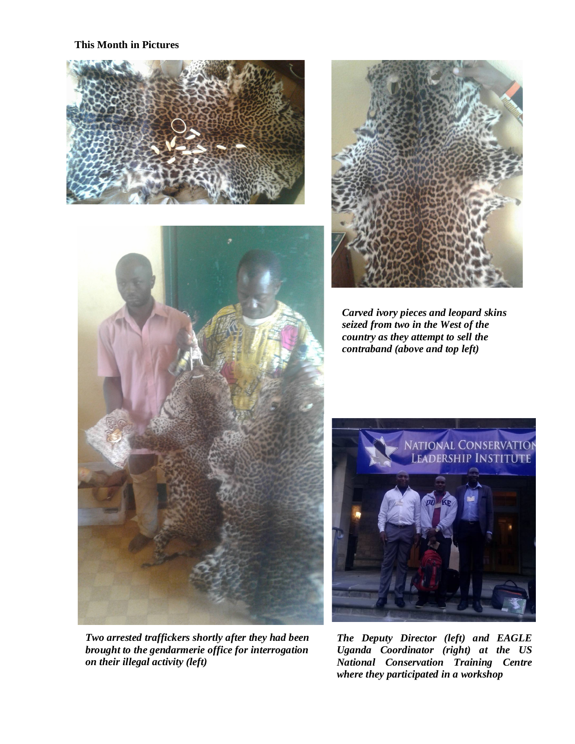**This Month in Pictures**

*Carved ivory pieces and leopard skins seized from two in the West of the country as they attempt to sell the contraband (above and top left)*

*Two arrested traffickers shortly after they had been brought to the gendarmerie office for interrogation on their illegal activity (left)*

*The Deputy Director (left) and EAGLE Uganda Coordinator (right) at the US National Conservation Training Centre where they participated in a workshop*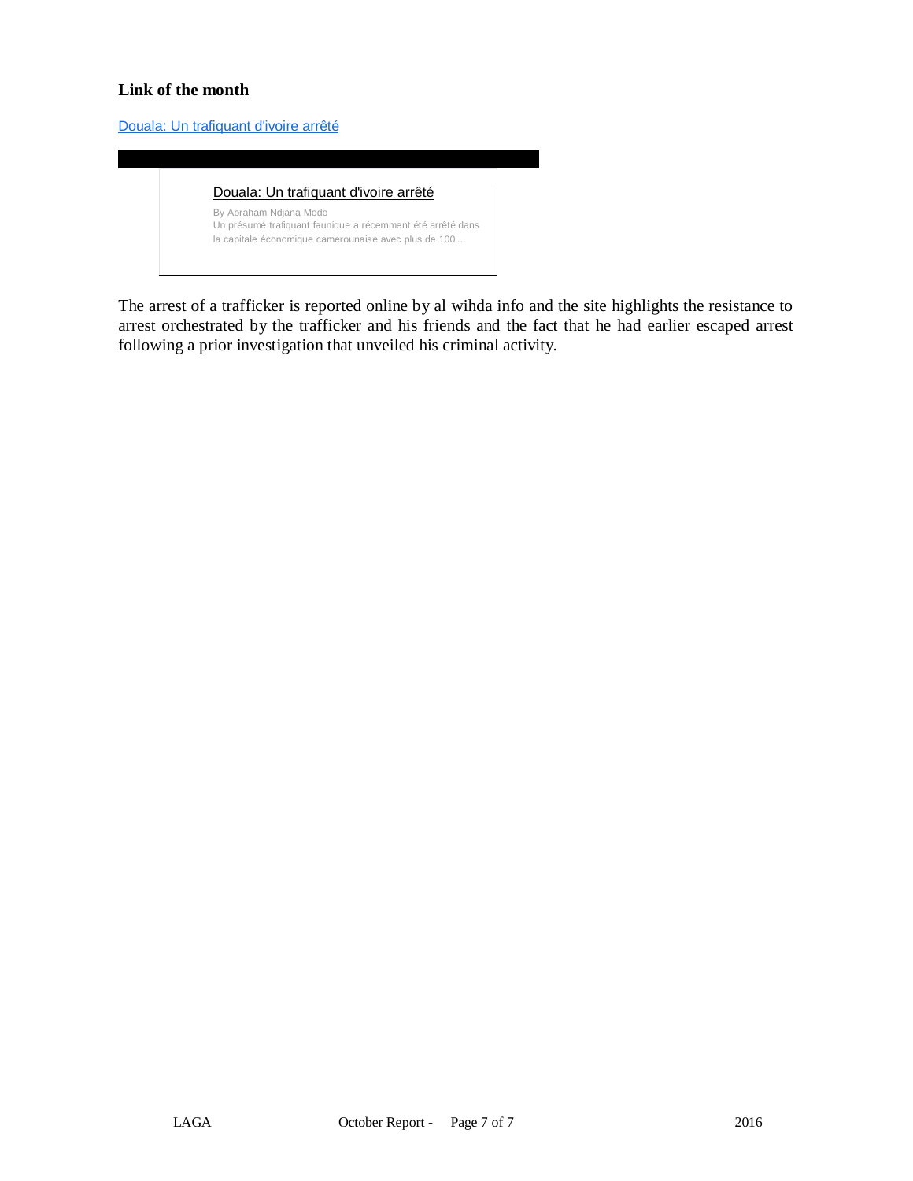**Link of the month**

Douala: Un trafiquant d'ivoire arrêté

Douala: Un trafiquant d'ivoire arrêté

By Abraham Ndjana Modo

Un présumé trafiquant faunique a récemment été arrêté dans la capitale économique camerounaise avec plus de 100 ...

The arrest of a trafficker is reported online by al wihda info and the site highlights the resistance to arrest orchestrated by the trafficker and his friends and the fact that he had earlier escaped arrest following a prior investigation that unveiled his criminal activity.